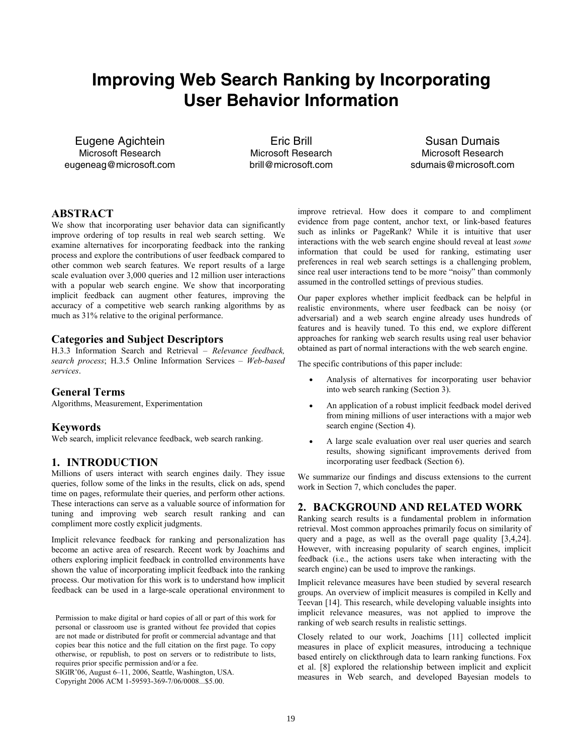# Improving Web Search Ranking by Incorporating User Behavior Information

Eugene Agichtein
Microsoft Research
eugeneag@microsoft.com

Eric Brill
Microsoft Research
brill@microsoft.com

Susan Dumais
Microsoft Research
sdumais@microsoft.com

## ABSTRACT

We show that incorporating user behavior data can significantly improve ordering of top results in real web search setting. We examine alternatives for incorporating feedback into the ranking process and explore the contributions of user feedback compared to other common web search features. We report results of a large scale evaluation over 3,000 queries and 12 million user interactions with a popular web search engine. We show that incorporating implicit feedback can augment other features, improving the accuracy of a competitive web search ranking algorithms by as much as 31% relative to the original performance.

### Categories and Subject Descriptors

H.3.3 Information Search and Retrieval – *Relevance feedback, search process*; H.3.5 Online Information Services – *Web-based services*.

### General Terms

Algorithms, Measurement, Experimentation

### Keywords

Web search, implicit relevance feedback, web search ranking.

## 1. INTRODUCTION

Millions of users interact with search engines daily. They issue queries, follow some of the links in the results, click on ads, spend time on pages, reformulate their queries, and perform other actions. These interactions can serve as a valuable source of information for tuning and improving web search result ranking and can compliment more costly explicit judgments.

Implicit relevance feedback for ranking and personalization has become an active area of research. Recent work by Joachims and others exploring implicit feedback in controlled environments have shown the value of incorporating implicit feedback into the ranking process. Our motivation for this work is to understand how implicit feedback can be used in a large-scale operational environment to improve retrieval. How does it compare to and compliment evidence from page content, anchor text, or link-based features such as inlinks or PageRank? While it is intuitive that user interactions with the web search engine should reveal at least *some* information that could be used for ranking, estimating user preferences in real web search settings is a challenging problem, since real user interactions tend to be more "noisy" than commonly assumed in the controlled settings of previous studies.

Our paper explores whether implicit feedback can be helpful in realistic environments, where user feedback can be noisy (or adversarial) and a web search engine already uses hundreds of features and is heavily tuned. To this end, we explore different approaches for ranking web search results using real user behavior obtained as part of normal interactions with the web search engine.

The specific contributions of this paper include:

- Analysis of alternatives for incorporating user behavior into web search ranking (Section 3).
- An application of a robust implicit feedback model derived from mining millions of user interactions with a major web search engine (Section 4).
- A large scale evaluation over real user queries and search results, showing significant improvements derived from incorporating user feedback (Section 6).

We summarize our findings and discuss extensions to the current work in Section 7, which concludes the paper.

## 2. BACKGROUND AND RELATED WORK

Ranking search results is a fundamental problem in information retrieval. Most common approaches primarily focus on similarity of query and a page, as well as the overall page quality [3,4,24]. However, with increasing popularity of search engines, implicit feedback (i.e., the actions users take when interacting with the search engine) can be used to improve the rankings.

Implicit relevance measures have been studied by several research groups. An overview of implicit measures is compiled in Kelly and Teevan [14]. This research, while developing valuable insights into implicit relevance measures, was not applied to improve the ranking of web search results in realistic settings.

Closely related to our work, Joachims [11] collected implicit measures in place of explicit measures, introducing a technique based entirely on clickthrough data to learn ranking functions. Fox et al. [8] explored the relationship between implicit and explicit measures in Web search, and developed Bayesian models to

Permission to make digital or hard copies of all or part of this work for personal or classroom use is granted without fee provided that copies are not made or distributed for profit or commercial advantage and that copies bear this notice and the full citation on the first page. To copy otherwise, or republish, to post on servers or to redistribute to lists, requires prior specific permission and/or a fee.
SIGIR'06, August 6–11, 2006, Seattle, Washington, USA.
Copyright 2006 ACM 1-59593-369-7/06/0008...$5.00.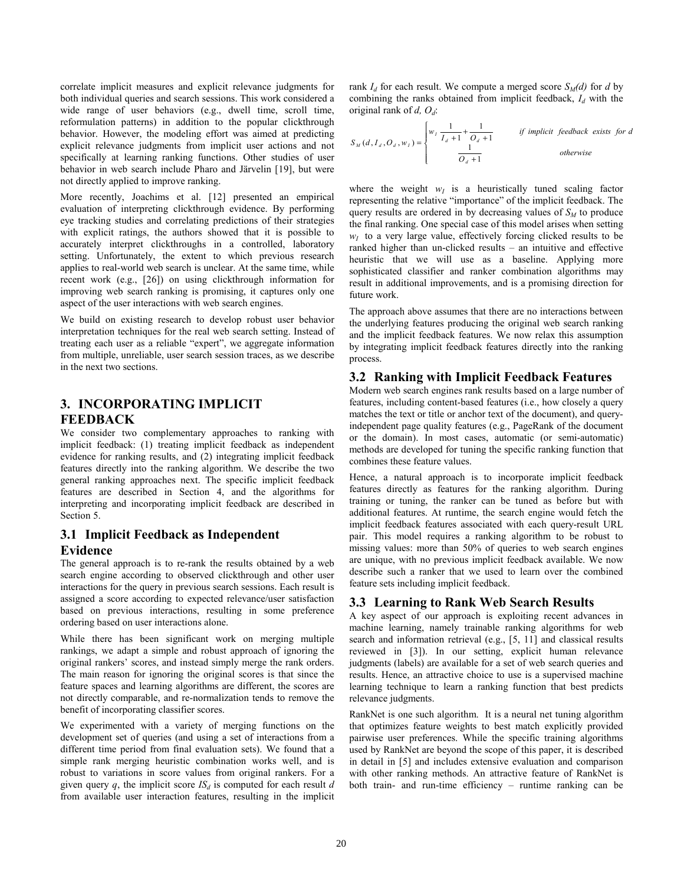correlate implicit measures and explicit relevance judgments for both individual queries and search sessions. This work considered a wide range of user behaviors (e.g., dwell time, scroll time, reformulation patterns) in addition to the popular clickthrough behavior. However, the modeling effort was aimed at predicting explicit relevance judgments from implicit user actions and not specifically at learning ranking functions. Other studies of user behavior in web search include Pharo and Järvelin [19], but were not directly applied to improve ranking.

More recently, Joachims et al. [12] presented an empirical evaluation of interpreting clickthrough evidence. By performing eye tracking studies and correlating predictions of their strategies with explicit ratings, the authors showed that it is possible to accurately interpret clickthroughs in a controlled, laboratory setting. Unfortunately, the extent to which previous research applies to real-world web search is unclear. At the same time, while recent work (e.g., [26]) on using clickthrough information for improving web search ranking is promising, it captures only one aspect of the user interactions with web search engines.

We build on existing research to develop robust user behavior interpretation techniques for the real web search setting. Instead of treating each user as a reliable "expert", we aggregate information from multiple, unreliable, user search session traces, as we describe in the next two sections.

## 3. INCORPORATING IMPLICIT FEEDBACK

We consider two complementary approaches to ranking with implicit feedback: (1) treating implicit feedback as independent evidence for ranking results, and (2) integrating implicit feedback features directly into the ranking algorithm. We describe the two general ranking approaches next. The specific implicit feedback features are described in Section 4, and the algorithms for interpreting and incorporating implicit feedback are described in Section 5.

### 3.1 Implicit Feedback as Independent Evidence

The general approach is to re-rank the results obtained by a web search engine according to observed clickthrough and other user interactions for the query in previous search sessions. Each result is assigned a score according to expected relevance/user satisfaction based on previous interactions, resulting in some preference ordering based on user interactions alone.

While there has been significant work on merging multiple rankings, we adapt a simple and robust approach of ignoring the original rankers' scores, and instead simply merge the rank orders. The main reason for ignoring the original scores is that since the feature spaces and learning algorithms are different, the scores are not directly comparable, and re-normalization tends to remove the benefit of incorporating classifier scores.

We experimented with a variety of merging functions on the development set of queries (and using a set of interactions from a different time period from final evaluation sets). We found that a simple rank merging heuristic combination works well, and is robust to variations in score values from original rankers. For a given query $q$, the implicit score $IS_d$ is computed for each result $d$ from available user interaction features, resulting in the implicit rank $I_d$ for each result. We compute a merged score $S_M(d)$ for $d$ by combining the ranks obtained from implicit feedback, $I_d$ with the original rank of $d$, $O_d$:

$$S_M(d, I_d, O_d, w_I) = \begin{cases} w_I \dfrac{1}{I_d + 1} + \dfrac{1}{O_d + 1} & \text{if implicit feedback exists for } d \\ \dfrac{1}{O_d + 1} & \text{otherwise} \end{cases}$$

where the weight $w_I$ is a heuristically tuned scaling factor representing the relative "importance" of the implicit feedback. The query results are ordered in by decreasing values of $S_M$ to produce the final ranking. One special case of this model arises when setting $w_I$ to a very large value, effectively forcing clicked results to be ranked higher than un-clicked results – an intuitive and effective heuristic that we will use as a baseline. Applying more sophisticated classifier and ranker combination algorithms may result in additional improvements, and is a promising direction for future work.

The approach above assumes that there are no interactions between the underlying features producing the original web search ranking and the implicit feedback features. We now relax this assumption by integrating implicit feedback features directly into the ranking process.

### 3.2 Ranking with Implicit Feedback Features

Modern web search engines rank results based on a large number of features, including content-based features (i.e., how closely a query matches the text or title or anchor text of the document), and query-independent page quality features (e.g., PageRank of the document or the domain). In most cases, automatic (or semi-automatic) methods are developed for tuning the specific ranking function that combines these feature values.

Hence, a natural approach is to incorporate implicit feedback features directly as features for the ranking algorithm. During training or tuning, the ranker can be tuned as before but with additional features. At runtime, the search engine would fetch the implicit feedback features associated with each query-result URL pair. This model requires a ranking algorithm to be robust to missing values: more than 50% of queries to web search engines are unique, with no previous implicit feedback available. We now describe such a ranker that we used to learn over the combined feature sets including implicit feedback.

### 3.3 Learning to Rank Web Search Results

A key aspect of our approach is exploiting recent advances in machine learning, namely trainable ranking algorithms for web search and information retrieval (e.g., [5, 11] and classical results reviewed in [3]). In our setting, explicit human relevance judgments (labels) are available for a set of web search queries and results. Hence, an attractive choice to use is a supervised machine learning technique to learn a ranking function that best predicts relevance judgments.

RankNet is one such algorithm. It is a neural net tuning algorithm that optimizes feature weights to best match explicitly provided pairwise user preferences. While the specific training algorithms used by RankNet are beyond the scope of this paper, it is described in detail in [5] and includes extensive evaluation and comparison with other ranking methods. An attractive feature of RankNet is both train- and run-time efficiency – runtime ranking can be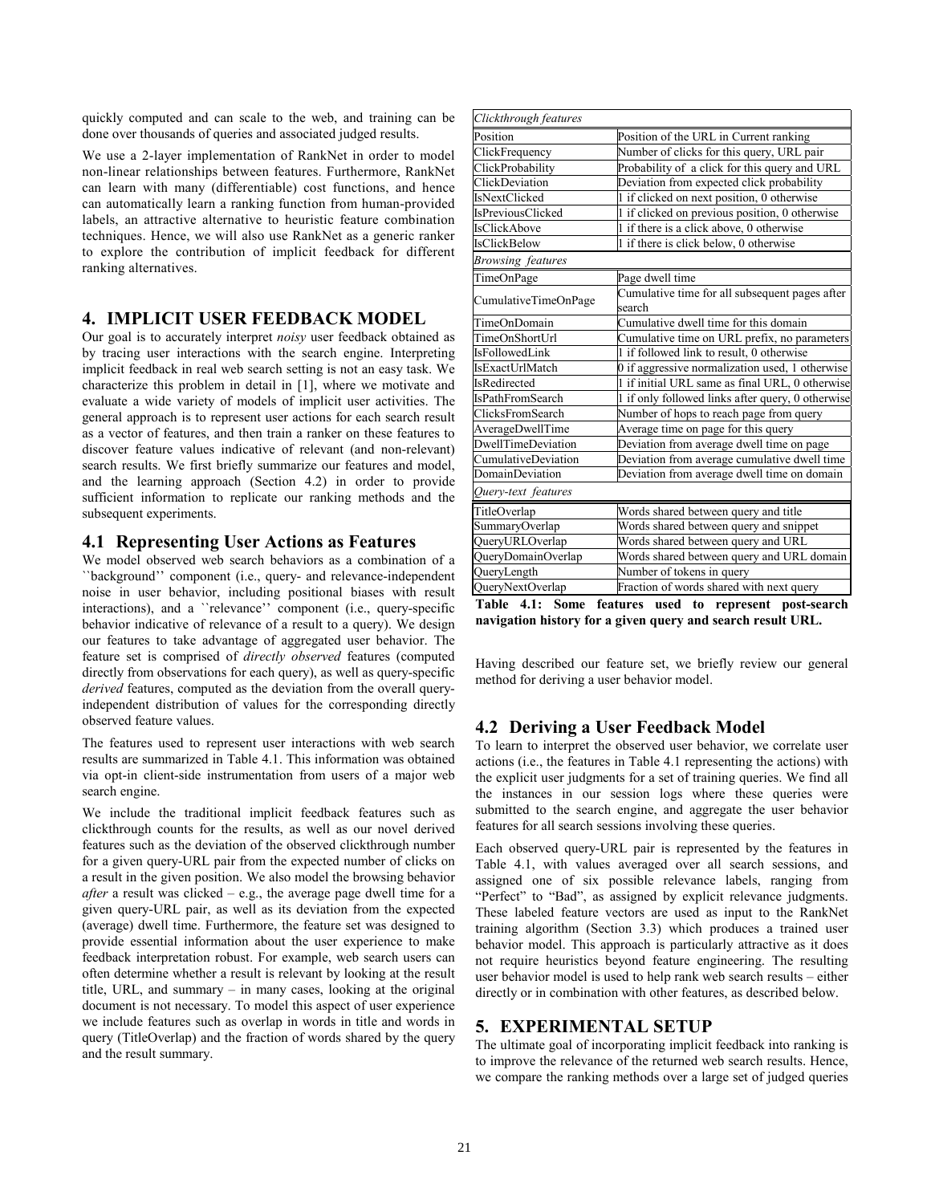quickly computed and can scale to the web, and training can be done over thousands of queries and associated judged results.

We use a 2-layer implementation of RankNet in order to model non-linear relationships between features. Furthermore, RankNet can learn with many (differentiable) cost functions, and hence can automatically learn a ranking function from human-provided labels, an attractive alternative to heuristic feature combination techniques. Hence, we will also use RankNet as a generic ranker to explore the contribution of implicit feedback for different ranking alternatives.

# 4. IMPLICIT USER FEEDBACK MODEL

Our goal is to accurately interpret *noisy* user feedback obtained as by tracing user interactions with the search engine. Interpreting implicit feedback in real web search setting is not an easy task. We characterize this problem in detail in [1], where we motivate and evaluate a wide variety of models of implicit user activities. The general approach is to represent user actions for each search result as a vector of features, and then train a ranker on these features to discover feature values indicative of relevant (and non-relevant) search results. We first briefly summarize our features and model, and the learning approach (Section 4.2) in order to provide sufficient information to replicate our ranking methods and the subsequent experiments.

## 4.1 Representing User Actions as Features

We model observed web search behaviors as a combination of a ``background'' component (i.e., query- and relevance-independent noise in user behavior, including positional biases with result interactions), and a ``relevance'' component (i.e., query-specific behavior indicative of relevance of a result to a query). We design our features to take advantage of aggregated user behavior. The feature set is comprised of *directly observed* features (computed directly from observations for each query), as well as query-specific *derived* features, computed as the deviation from the overall query-independent distribution of values for the corresponding directly observed feature values.

The features used to represent user interactions with web search results are summarized in Table 4.1. This information was obtained via opt-in client-side instrumentation from users of a major web search engine.

We include the traditional implicit feedback features such as clickthrough counts for the results, as well as our novel derived features such as the deviation of the observed clickthrough number for a given query-URL pair from the expected number of clicks on a result in the given position. We also model the browsing behavior *after* a result was clicked – e.g., the average page dwell time for a given query-URL pair, as well as its deviation from the expected (average) dwell time. Furthermore, the feature set was designed to provide essential information about the user experience to make feedback interpretation robust. For example, web search users can often determine whether a result is relevant by looking at the result title, URL, and summary – in many cases, looking at the original document is not necessary. To model this aspect of user experience we include features such as overlap in words in title and words in query (TitleOverlap) and the fraction of words shared by the query and the result summary.

| *Clickthrough features* | |
|---|---|
| Position | Position of the URL in Current ranking |
| ClickFrequency | Number of clicks for this query, URL pair |
| ClickProbability | Probability of a click for this query and URL |
| ClickDeviation | Deviation from expected click probability |
| IsNextClicked | 1 if clicked on next position, 0 otherwise |
| IsPreviousClicked | 1 if clicked on previous position, 0 otherwise |
| IsClickAbove | 1 if there is a click above, 0 otherwise |
| IsClickBelow | 1 if there is click below, 0 otherwise |
| *Browsing features* | |
| TimeOnPage | Page dwell time |
| CumulativeTimeOnPage | Cumulative time for all subsequent pages after search |
| TimeOnDomain | Cumulative dwell time for this domain |
| TimeOnShortUrl | Cumulative time on URL prefix, no parameters |
| IsFollowedLink | 1 if followed link to result, 0 otherwise |
| IsExactUrlMatch | 0 if aggressive normalization used, 1 otherwise |
| IsRedirected | 1 if initial URL same as final URL, 0 otherwise |
| IsPathFromSearch | 1 if only followed links after query, 0 otherwise |
| ClicksFromSearch | Number of hops to reach page from query |
| AverageDwellTime | Average time on page for this query |
| DwellTimeDeviation | Deviation from average dwell time on page |
| CumulativeDeviation | Deviation from average cumulative dwell time |
| DomainDeviation | Deviation from average dwell time on domain |
| *Query-text features* | |
| TitleOverlap | Words shared between query and title |
| SummaryOverlap | Words shared between query and snippet |
| QueryURLOverlap | Words shared between query and URL |
| QueryDomainOverlap | Words shared between query and URL domain |
| QueryLength | Number of tokens in query |
| QueryNextOverlap | Fraction of words shared with next query |

**Table 4.1: Some features used to represent post-search navigation history for a given query and search result URL.**

Having described our feature set, we briefly review our general method for deriving a user behavior model.

## 4.2 Deriving a User Feedback Model

To learn to interpret the observed user behavior, we correlate user actions (i.e., the features in Table 4.1 representing the actions) with the explicit user judgments for a set of training queries. We find all the instances in our session logs where these queries were submitted to the search engine, and aggregate the user behavior features for all search sessions involving these queries.

Each observed query-URL pair is represented by the features in Table 4.1, with values averaged over all search sessions, and assigned one of six possible relevance labels, ranging from "Perfect" to "Bad", as assigned by explicit relevance judgments. These labeled feature vectors are used as input to the RankNet training algorithm (Section 3.3) which produces a trained user behavior model. This approach is particularly attractive as it does not require heuristics beyond feature engineering. The resulting user behavior model is used to help rank web search results – either directly or in combination with other features, as described below.

# 5. EXPERIMENTAL SETUP

The ultimate goal of incorporating implicit feedback into ranking is to improve the relevance of the returned web search results. Hence, we compare the ranking methods over a large set of judged queries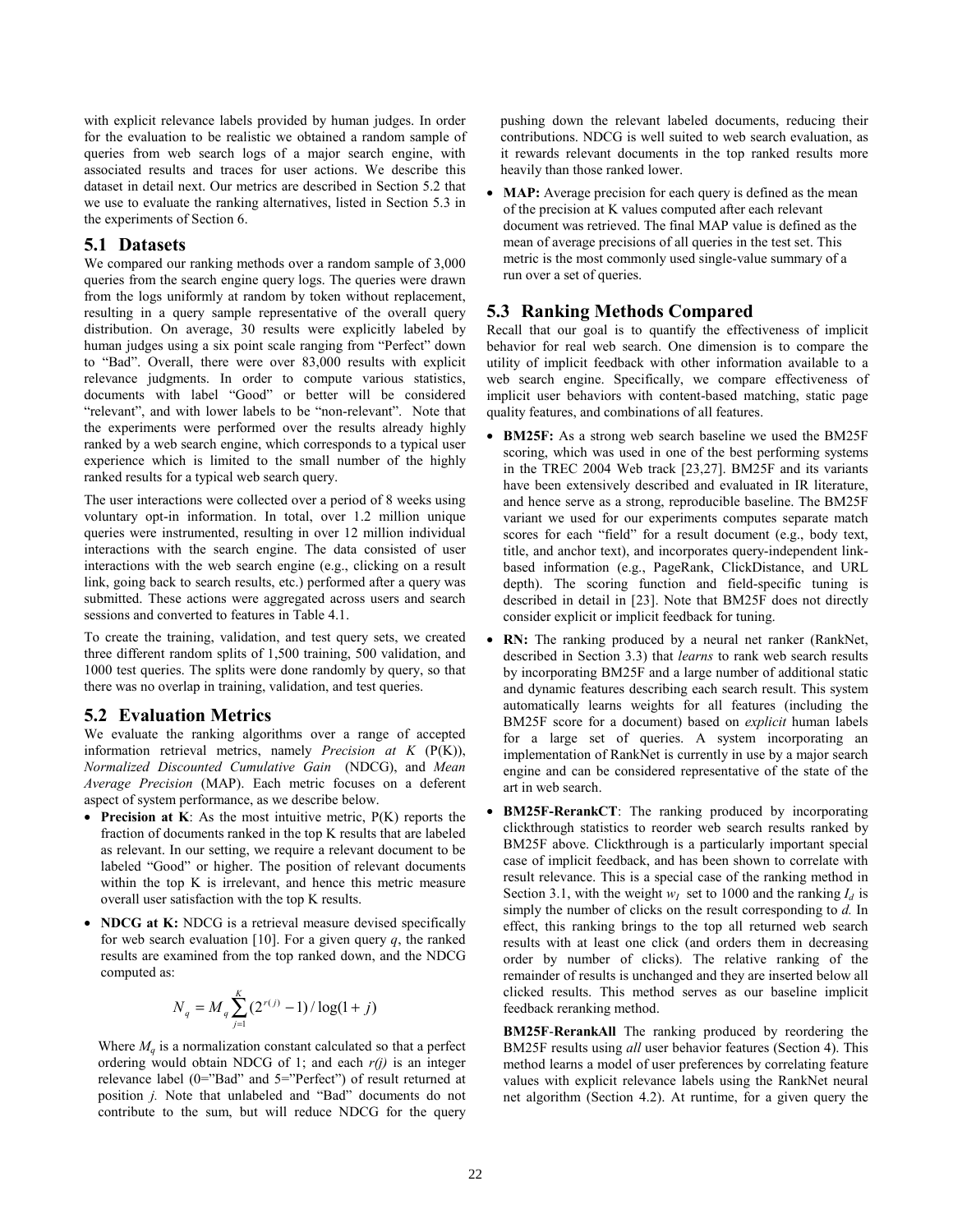with explicit relevance labels provided by human judges. In order for the evaluation to be realistic we obtained a random sample of queries from web search logs of a major search engine, with associated results and traces for user actions. We describe this dataset in detail next. Our metrics are described in Section 5.2 that we use to evaluate the ranking alternatives, listed in Section 5.3 in the experiments of Section 6.

## 5.1 Datasets

We compared our ranking methods over a random sample of 3,000 queries from the search engine query logs. The queries were drawn from the logs uniformly at random by token without replacement, resulting in a query sample representative of the overall query distribution. On average, 30 results were explicitly labeled by human judges using a six point scale ranging from "Perfect" down to "Bad". Overall, there were over 83,000 results with explicit relevance judgments. In order to compute various statistics, documents with label "Good" or better will be considered "relevant", and with lower labels to be "non-relevant". Note that the experiments were performed over the results already highly ranked by a web search engine, which corresponds to a typical user experience which is limited to the small number of the highly ranked results for a typical web search query.

The user interactions were collected over a period of 8 weeks using voluntary opt-in information. In total, over 1.2 million unique queries were instrumented, resulting in over 12 million individual interactions with the search engine. The data consisted of user interactions with the web search engine (e.g., clicking on a result link, going back to search results, etc.) performed after a query was submitted. These actions were aggregated across users and search sessions and converted to features in Table 4.1.

To create the training, validation, and test query sets, we created three different random splits of 1,500 training, 500 validation, and 1000 test queries. The splits were done randomly by query, so that there was no overlap in training, validation, and test queries.

## 5.2 Evaluation Metrics

We evaluate the ranking algorithms over a range of accepted information retrieval metrics, namely *Precision at K* (P(K)), *Normalized Discounted Cumulative Gain* (NDCG), and *Mean Average Precision* (MAP). Each metric focuses on a deferent aspect of system performance, as we describe below.

- **Precision at K**: As the most intuitive metric, P(K) reports the fraction of documents ranked in the top K results that are labeled as relevant. In our setting, we require a relevant document to be labeled "Good" or higher. The position of relevant documents within the top K is irrelevant, and hence this metric measure overall user satisfaction with the top K results.
- **NDCG at K:** NDCG is a retrieval measure devised specifically for web search evaluation [10]. For a given query $q$, the ranked results are examined from the top ranked down, and the NDCG computed as:

$$N_q = M_q \sum_{j=1}^{K} (2^{r(j)} - 1) / \log(1 + j)$$

  Where $M_q$ is a normalization constant calculated so that a perfect ordering would obtain NDCG of 1; and each $r(j)$ is an integer relevance label (0="Bad" and 5="Perfect") of result returned at position $j$. Note that unlabeled and "Bad" documents do not contribute to the sum, but will reduce NDCG for the query pushing down the relevant labeled documents, reducing their contributions. NDCG is well suited to web search evaluation, as it rewards relevant documents in the top ranked results more heavily than those ranked lower.

- **MAP:** Average precision for each query is defined as the mean of the precision at K values computed after each relevant document was retrieved. The final MAP value is defined as the mean of average precisions of all queries in the test set. This metric is the most commonly used single-value summary of a run over a set of queries.

## 5.3 Ranking Methods Compared

Recall that our goal is to quantify the effectiveness of implicit behavior for real web search. One dimension is to compare the utility of implicit feedback with other information available to a web search engine. Specifically, we compare effectiveness of implicit user behaviors with content-based matching, static page quality features, and combinations of all features.

- **BM25F:** As a strong web search baseline we used the BM25F scoring, which was used in one of the best performing systems in the TREC 2004 Web track [23,27]. BM25F and its variants have been extensively described and evaluated in IR literature, and hence serve as a strong, reproducible baseline. The BM25F variant we used for our experiments computes separate match scores for each "field" for a result document (e.g., body text, title, and anchor text), and incorporates query-independent link-based information (e.g., PageRank, ClickDistance, and URL depth). The scoring function and field-specific tuning is described in detail in [23]. Note that BM25F does not directly consider explicit or implicit feedback for tuning.
- **RN:** The ranking produced by a neural net ranker (RankNet, described in Section 3.3) that *learns* to rank web search results by incorporating BM25F and a large number of additional static and dynamic features describing each search result. This system automatically learns weights for all features (including the BM25F score for a document) based on *explicit* human labels for a large set of queries. A system incorporating an implementation of RankNet is currently in use by a major search engine and can be considered representative of the state of the art in web search.
- **BM25F-RerankCT**: The ranking produced by incorporating clickthrough statistics to reorder web search results ranked by BM25F above. Clickthrough is a particularly important special case of implicit feedback, and has been shown to correlate with result relevance. This is a special case of the ranking method in Section 3.1, with the weight $w_I$ set to 1000 and the ranking $I_d$ is simply the number of clicks on the result corresponding to *d.* In effect, this ranking brings to the top all returned web search results with at least one click (and orders them in decreasing order by number of clicks). The relative ranking of the remainder of results is unchanged and they are inserted below all clicked results. This method serves as our baseline implicit feedback reranking method.

  **BM25F-RerankAll** The ranking produced by reordering the BM25F results using *all* user behavior features (Section 4). This method learns a model of user preferences by correlating feature values with explicit relevance labels using the RankNet neural net algorithm (Section 4.2). At runtime, for a given query the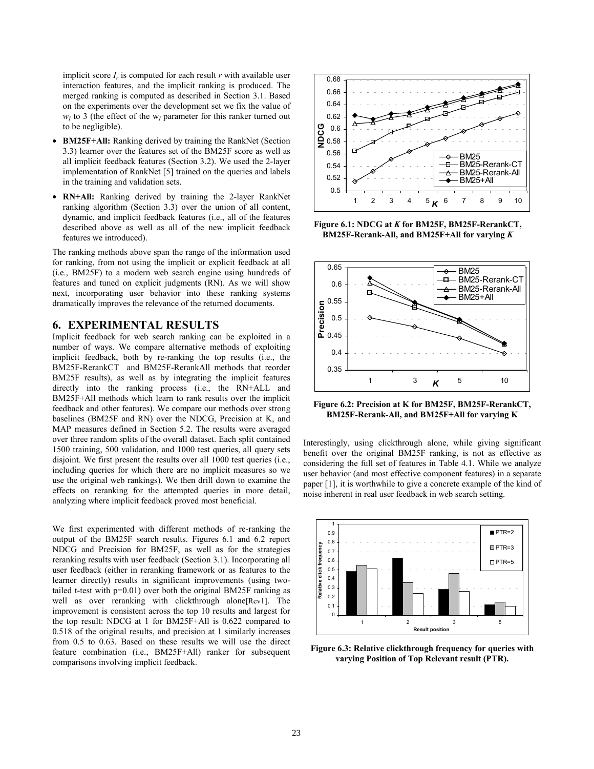implicit score $I_r$ is computed for each result $r$ with available user interaction features, and the implicit ranking is produced. The merged ranking is computed as described in Section 3.1. Based on the experiments over the development set we fix the value of $w_I$ to 3 (the effect of the $w_I$ parameter for this ranker turned out to be negligible).

- **BM25F+All:** Ranking derived by training the RankNet (Section 3.3) learner over the features set of the BM25F score as well as all implicit feedback features (Section 3.2). We used the 2-layer implementation of RankNet [5] trained on the queries and labels in the training and validation sets.
- **RN+All:** Ranking derived by training the 2-layer RankNet ranking algorithm (Section 3.3) over the union of all content, dynamic, and implicit feedback features (i.e., all of the features described above as well as all of the new implicit feedback features we introduced).

The ranking methods above span the range of the information used for ranking, from not using the implicit or explicit feedback at all (i.e., BM25F) to a modern web search engine using hundreds of features and tuned on explicit judgments (RN). As we will show next, incorporating user behavior into these ranking systems dramatically improves the relevance of the returned documents.

## 6. EXPERIMENTAL RESULTS

Implicit feedback for web search ranking can be exploited in a number of ways. We compare alternative methods of exploiting implicit feedback, both by re-ranking the top results (i.e., the BM25F-RerankCT and BM25F-RerankAll methods that reorder BM25F results), as well as by integrating the implicit features directly into the ranking process (i.e., the RN+ALL and BM25F+All methods which learn to rank results over the implicit feedback and other features). We compare our methods over strong baselines (BM25F and RN) over the NDCG, Precision at K, and MAP measures defined in Section 5.2. The results were averaged over three random splits of the overall dataset. Each split contained 1500 training, 500 validation, and 1000 test queries, all query sets disjoint. We first present the results over all 1000 test queries (i.e., including queries for which there are no implicit measures so we use the original web rankings). We then drill down to examine the effects on reranking for the attempted queries in more detail, analyzing where implicit feedback proved most beneficial.

We first experimented with different methods of re-ranking the output of the BM25F search results. Figures 6.1 and 6.2 report NDCG and Precision for BM25F, as well as for the strategies reranking results with user feedback (Section 3.1). Incorporating all user feedback (either in reranking framework or as features to the learner directly) results in significant improvements (using two-tailed t-test with p=0.01) over both the original BM25F ranking as well as over reranking with clickthrough alone[Rev1]. The improvement is consistent across the top 10 results and largest for the top result: NDCG at 1 for BM25F+All is 0.622 compared to 0.518 of the original results, and precision at 1 similarly increases from 0.5 to 0.63. Based on these results we will use the direct feature combination (i.e., BM25F+All) ranker for subsequent comparisons involving implicit feedback.

**Figure 6.1: NDCG at *K* for BM25F, BM25F-RerankCT, BM25F-Rerank-All, and BM25F+All for varying *K***

**Figure 6.2: Precision at K for BM25F, BM25F-RerankCT, BM25F-Rerank-All, and BM25F+All for varying K**

Interestingly, using clickthrough alone, while giving significant benefit over the original BM25F ranking, is not as effective as considering the full set of features in Table 4.1. While we analyze user behavior (and most effective component features) in a separate paper [1], it is worthwhile to give a concrete example of the kind of noise inherent in real user feedback in web search setting.

**Figure 6.3: Relative clickthrough frequency for queries with varying Position of Top Relevant result (PTR).**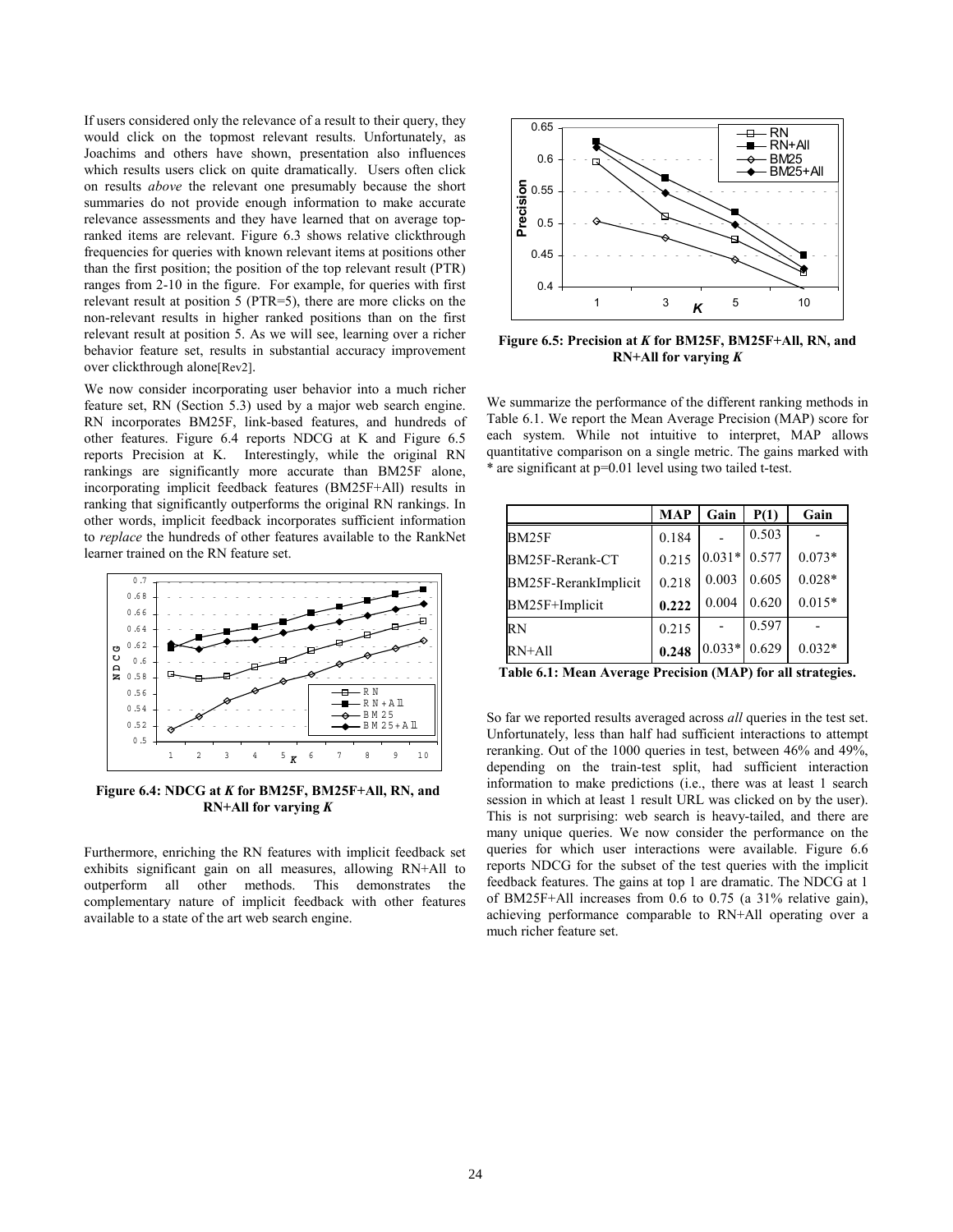If users considered only the relevance of a result to their query, they would click on the topmost relevant results. Unfortunately, as Joachims and others have shown, presentation also influences which results users click on quite dramatically. Users often click on results *above* the relevant one presumably because the short summaries do not provide enough information to make accurate relevance assessments and they have learned that on average top-ranked items are relevant. Figure 6.3 shows relative clickthrough frequencies for queries with known relevant items at positions other than the first position; the position of the top relevant result (PTR) ranges from 2-10 in the figure. For example, for queries with first relevant result at position 5 (PTR=5), there are more clicks on the non-relevant results in higher ranked positions than on the first relevant result at position 5. As we will see, learning over a richer behavior feature set, results in substantial accuracy improvement over clickthrough alone[Rev2].

We now consider incorporating user behavior into a much richer feature set, RN (Section 5.3) used by a major web search engine. RN incorporates BM25F, link-based features, and hundreds of other features. Figure 6.4 reports NDCG at K and Figure 6.5 reports Precision at K. Interestingly, while the original RN rankings are significantly more accurate than BM25F alone, incorporating implicit feedback features (BM25F+All) results in ranking that significantly outperforms the original RN rankings. In other words, implicit feedback incorporates sufficient information to *replace* the hundreds of other features available to the RankNet learner trained on the RN feature set.

**Figure 6.4: NDCG at *K* for BM25F, BM25F+All, RN, and RN+All for varying *K***

Furthermore, enriching the RN features with implicit feedback set exhibits significant gain on all measures, allowing RN+All to outperform all other methods. This demonstrates the complementary nature of implicit feedback with other features available to a state of the art web search engine.

**Figure 6.5: Precision at *K* for BM25F, BM25F+All, RN, and RN+All for varying *K***

We summarize the performance of the different ranking methods in Table 6.1. We report the Mean Average Precision (MAP) score for each system. While not intuitive to interpret, MAP allows quantitative comparison on a single metric. The gains marked with * are significant at p=0.01 level using two tailed t-test.

| | MAP | Gain | P(1) | Gain |
|---|---|---|---|---|
| BM25F | 0.184 | - | 0.503 | - |
| BM25F-Rerank-CT | 0.215 | 0.031* | 0.577 | 0.073* |
| BM25F-RerankImplicit | 0.218 | 0.003 | 0.605 | 0.028* |
| BM25F+Implicit | **0.222** | 0.004 | 0.620 | 0.015* |
| RN | 0.215 | - | 0.597 | - |
| RN+All | **0.248** | 0.033* | 0.629 | 0.032* |

**Table 6.1: Mean Average Precision (MAP) for all strategies.**

So far we reported results averaged across *all* queries in the test set. Unfortunately, less than half had sufficient interactions to attempt reranking. Out of the 1000 queries in test, between 46% and 49%, depending on the train-test split, had sufficient interaction information to make predictions (i.e., there was at least 1 search session in which at least 1 result URL was clicked on by the user). This is not surprising: web search is heavy-tailed, and there are many unique queries. We now consider the performance on the queries for which user interactions were available. Figure 6.6 reports NDCG for the subset of the test queries with the implicit feedback features. The gains at top 1 are dramatic. The NDCG at 1 of BM25F+All increases from 0.6 to 0.75 (a 31% relative gain), achieving performance comparable to RN+All operating over a much richer feature set.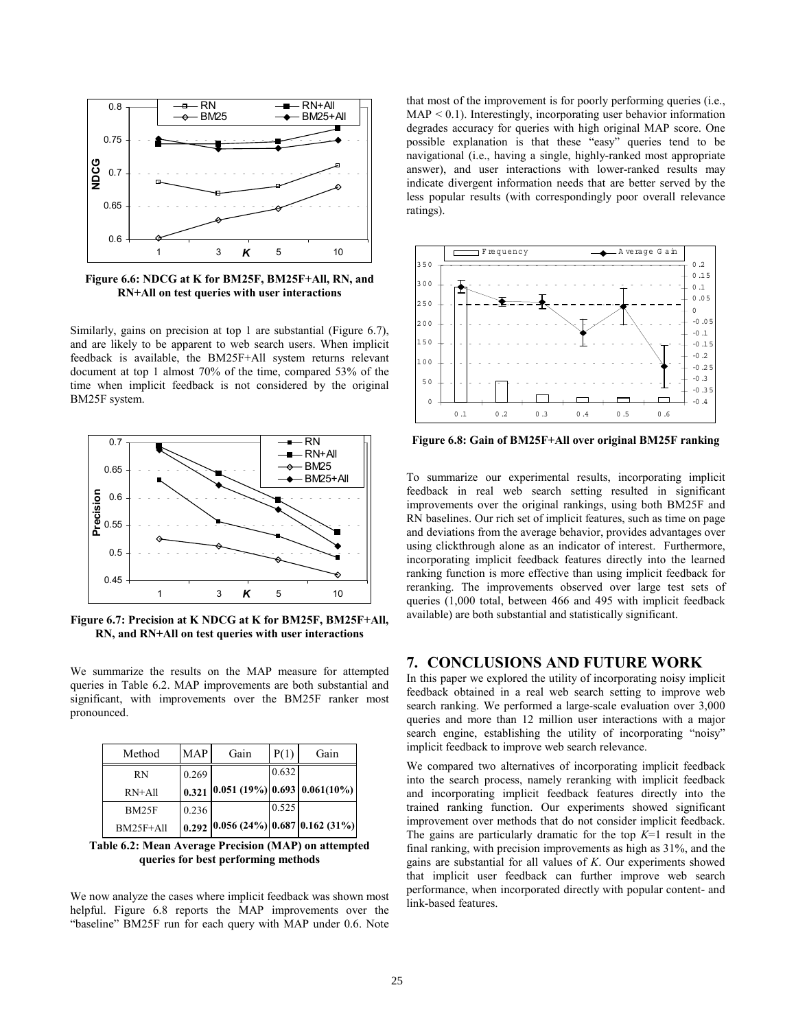Figure 6.6: NDCG at K for BM25F, BM25F+All, RN, and RN+All on test queries with user interactions

Similarly, gains on precision at top 1 are substantial (Figure 6.7), and are likely to be apparent to web search users. When implicit feedback is available, the BM25F+All system returns relevant document at top 1 almost 70% of the time, compared 53% of the time when implicit feedback is not considered by the original BM25F system.

Figure 6.7: Precision at K NDCG at K for BM25F, BM25F+All, RN, and RN+All on test queries with user interactions

We summarize the results on the MAP measure for attempted queries in Table 6.2. MAP improvements are both substantial and significant, with improvements over the BM25F ranker most pronounced.

| Method | MAP | Gain | P(1) | Gain |
|---|---|---|---|---|
| RN | 0.269 | | 0.632 | |
| RN+All | **0.321** | **0.051 (19%)** | **0.693** | **0.061(10%)** |
| BM25F | 0.236 | | 0.525 | |
| BM25F+All | **0.292** | **0.056 (24%)** | **0.687** | **0.162 (31%)** |

**Table 6.2: Mean Average Precision (MAP) on attempted queries for best performing methods**

We now analyze the cases where implicit feedback was shown most helpful. Figure 6.8 reports the MAP improvements over the "baseline" BM25F run for each query with MAP under 0.6. Note that most of the improvement is for poorly performing queries (i.e., MAP < 0.1). Interestingly, incorporating user behavior information degrades accuracy for queries with high original MAP score. One possible explanation is that these "easy" queries tend to be navigational (i.e., having a single, highly-ranked most appropriate answer), and user interactions with lower-ranked results may indicate divergent information needs that are better served by the less popular results (with correspondingly poor overall relevance ratings).

**Figure 6.8: Gain of BM25F+All over original BM25F ranking**

To summarize our experimental results, incorporating implicit feedback in real web search setting resulted in significant improvements over the original rankings, using both BM25F and RN baselines. Our rich set of implicit features, such as time on page and deviations from the average behavior, provides advantages over using clickthrough alone as an indicator of interest. Furthermore, incorporating implicit feedback features directly into the learned ranking function is more effective than using implicit feedback for reranking. The improvements observed over large test sets of queries (1,000 total, between 466 and 495 with implicit feedback available) are both substantial and statistically significant.

## 7. CONCLUSIONS AND FUTURE WORK

In this paper we explored the utility of incorporating noisy implicit feedback obtained in a real web search setting to improve web search ranking. We performed a large-scale evaluation over 3,000 queries and more than 12 million user interactions with a major search engine, establishing the utility of incorporating "noisy" implicit feedback to improve web search relevance.

We compared two alternatives of incorporating implicit feedback into the search process, namely reranking with implicit feedback and incorporating implicit feedback features directly into the trained ranking function. Our experiments showed significant improvement over methods that do not consider implicit feedback. The gains are particularly dramatic for the top $K$=1 result in the final ranking, with precision improvements as high as 31%, and the gains are substantial for all values of $K$. Our experiments showed that implicit user feedback can further improve web search performance, when incorporated directly with popular content- and link-based features.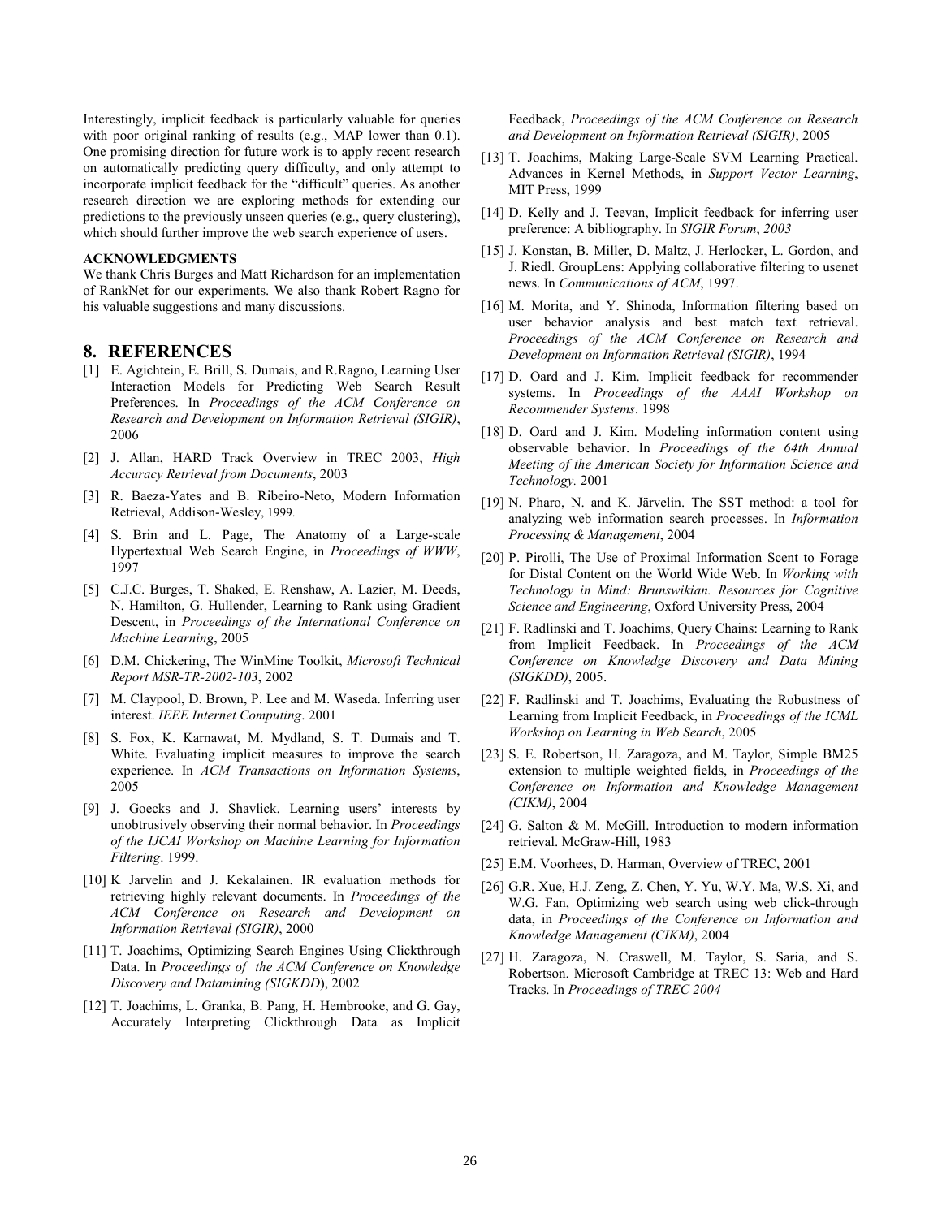Interestingly, implicit feedback is particularly valuable for queries with poor original ranking of results (e.g., MAP lower than 0.1). One promising direction for future work is to apply recent research on automatically predicting query difficulty, and only attempt to incorporate implicit feedback for the "difficult" queries. As another research direction we are exploring methods for extending our predictions to the previously unseen queries (e.g., query clustering), which should further improve the web search experience of users.

**ACKNOWLEDGMENTS**

We thank Chris Burges and Matt Richardson for an implementation of RankNet for our experiments. We also thank Robert Ragno for his valuable suggestions and many discussions.

## 8. REFERENCES

[1] E. Agichtein, E. Brill, S. Dumais, and R.Ragno, Learning User Interaction Models for Predicting Web Search Result Preferences. In *Proceedings of the ACM Conference on Research and Development on Information Retrieval (SIGIR)*, 2006

[2] J. Allan, HARD Track Overview in TREC 2003, *High Accuracy Retrieval from Documents*, 2003

[3] R. Baeza-Yates and B. Ribeiro-Neto, Modern Information Retrieval, Addison-Wesley, 1999.

[4] S. Brin and L. Page, The Anatomy of a Large-scale Hypertextual Web Search Engine, in *Proceedings of WWW*, 1997

[5] C.J.C. Burges, T. Shaked, E. Renshaw, A. Lazier, M. Deeds, N. Hamilton, G. Hullender, Learning to Rank using Gradient Descent, in *Proceedings of the International Conference on Machine Learning*, 2005

[6] D.M. Chickering, The WinMine Toolkit, *Microsoft Technical Report MSR-TR-2002-103*, 2002

[7] M. Claypool, D. Brown, P. Lee and M. Waseda. Inferring user interest. *IEEE Internet Computing*. 2001

[8] S. Fox, K. Karnawat, M. Mydland, S. T. Dumais and T. White. Evaluating implicit measures to improve the search experience. In *ACM Transactions on Information Systems*, 2005

[9] J. Goecks and J. Shavlick. Learning users' interests by unobtrusively observing their normal behavior. In *Proceedings of the IJCAI Workshop on Machine Learning for Information Filtering*. 1999.

[10] K Jarvelin and J. Kekalainen. IR evaluation methods for retrieving highly relevant documents. In *Proceedings of the ACM Conference on Research and Development on Information Retrieval (SIGIR)*, 2000

[11] T. Joachims, Optimizing Search Engines Using Clickthrough Data. In *Proceedings of the ACM Conference on Knowledge Discovery and Datamining (SIGKDD)*, 2002

[12] T. Joachims, L. Granka, B. Pang, H. Hembrooke, and G. Gay, Accurately Interpreting Clickthrough Data as Implicit Feedback, *Proceedings of the ACM Conference on Research and Development on Information Retrieval (SIGIR)*, 2005

[13] T. Joachims, Making Large-Scale SVM Learning Practical. Advances in Kernel Methods, in *Support Vector Learning*, MIT Press, 1999

[14] D. Kelly and J. Teevan, Implicit feedback for inferring user preference: A bibliography. In *SIGIR Forum*, *2003*

[15] J. Konstan, B. Miller, D. Maltz, J. Herlocker, L. Gordon, and J. Riedl. GroupLens: Applying collaborative filtering to usenet news. In *Communications of ACM*, 1997.

[16] M. Morita, and Y. Shinoda, Information filtering based on user behavior analysis and best match text retrieval. *Proceedings of the ACM Conference on Research and Development on Information Retrieval (SIGIR)*, 1994

[17] D. Oard and J. Kim. Implicit feedback for recommender systems. In *Proceedings of the AAAI Workshop on Recommender Systems*. 1998

[18] D. Oard and J. Kim. Modeling information content using observable behavior. In *Proceedings of the 64th Annual Meeting of the American Society for Information Science and Technology.* 2001

[19] N. Pharo, N. and K. Järvelin. The SST method: a tool for analyzing web information search processes. In *Information Processing & Management*, 2004

[20] P. Pirolli, The Use of Proximal Information Scent to Forage for Distal Content on the World Wide Web. In *Working with Technology in Mind: Brunswikian. Resources for Cognitive Science and Engineering*, Oxford University Press, 2004

[21] F. Radlinski and T. Joachims, Query Chains: Learning to Rank from Implicit Feedback. In *Proceedings of the ACM Conference on Knowledge Discovery and Data Mining (SIGKDD)*, 2005.

[22] F. Radlinski and T. Joachims, Evaluating the Robustness of Learning from Implicit Feedback, in *Proceedings of the ICML Workshop on Learning in Web Search*, 2005

[23] S. E. Robertson, H. Zaragoza, and M. Taylor, Simple BM25 extension to multiple weighted fields, in *Proceedings of the Conference on Information and Knowledge Management (CIKM)*, 2004

[24] G. Salton & M. McGill. Introduction to modern information retrieval. McGraw-Hill, 1983

[25] E.M. Voorhees, D. Harman, Overview of TREC, 2001

[26] G.R. Xue, H.J. Zeng, Z. Chen, Y. Yu, W.Y. Ma, W.S. Xi, and W.G. Fan, Optimizing web search using web click-through data, in *Proceedings of the Conference on Information and Knowledge Management (CIKM)*, 2004

[27] H. Zaragoza, N. Craswell, M. Taylor, S. Saria, and S. Robertson. Microsoft Cambridge at TREC 13: Web and Hard Tracks. In *Proceedings of TREC 2004*